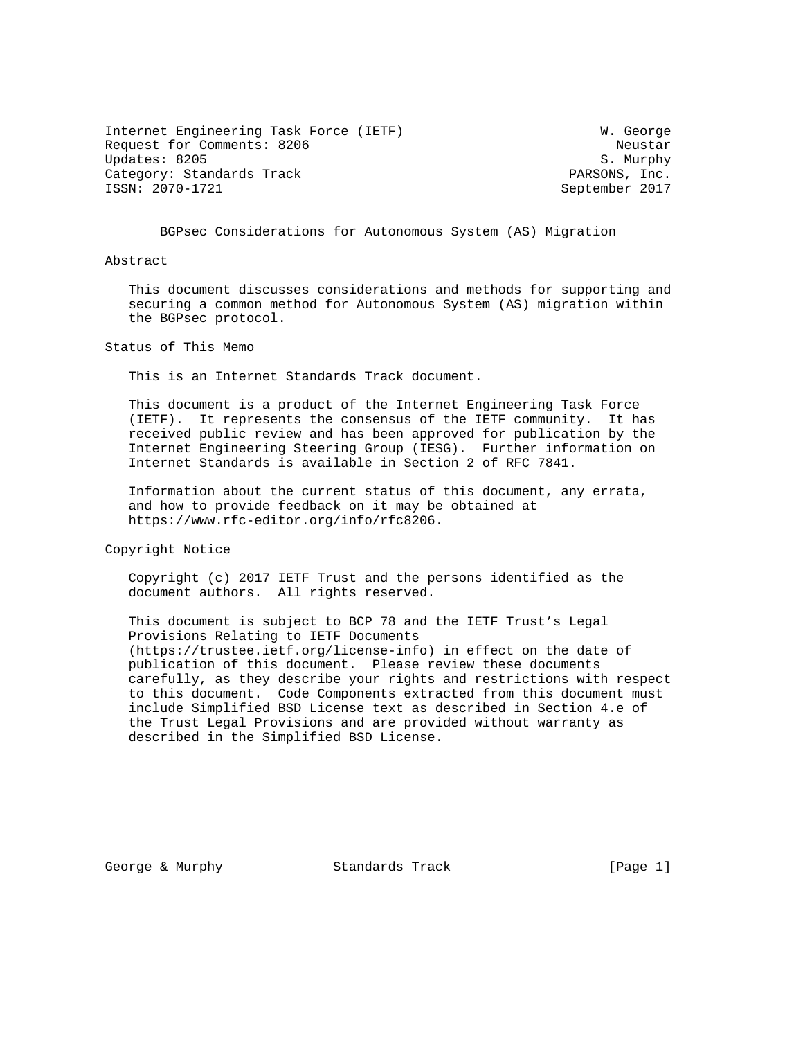Internet Engineering Task Force (IETF) W. George
Request for Comments: 8206 Neustar
Updates: 8205 S. Murphy
Category: Standards Track PARSONS, Inc.
ISSN: 2070-1721 September 2017

# BGPsec Considerations for Autonomous System (AS) Migration

## Abstract

This document discusses considerations and methods for supporting and securing a common method for Autonomous System (AS) migration within the BGPsec protocol.

## Status of This Memo

This is an Internet Standards Track document.

This document is a product of the Internet Engineering Task Force (IETF). It represents the consensus of the IETF community. It has received public review and has been approved for publication by the Internet Engineering Steering Group (IESG). Further information on Internet Standards is available in Section 2 of RFC 7841.

Information about the current status of this document, any errata, and how to provide feedback on it may be obtained at https://www.rfc-editor.org/info/rfc8206.

## Copyright Notice

Copyright (c) 2017 IETF Trust and the persons identified as the document authors. All rights reserved.

This document is subject to BCP 78 and the IETF Trust's Legal Provisions Relating to IETF Documents (https://trustee.ietf.org/license-info) in effect on the date of publication of this document. Please review these documents carefully, as they describe your rights and restrictions with respect to this document. Code Components extracted from this document must include Simplified BSD License text as described in Section 4.e of the Trust Legal Provisions and are provided without warranty as described in the Simplified BSD License.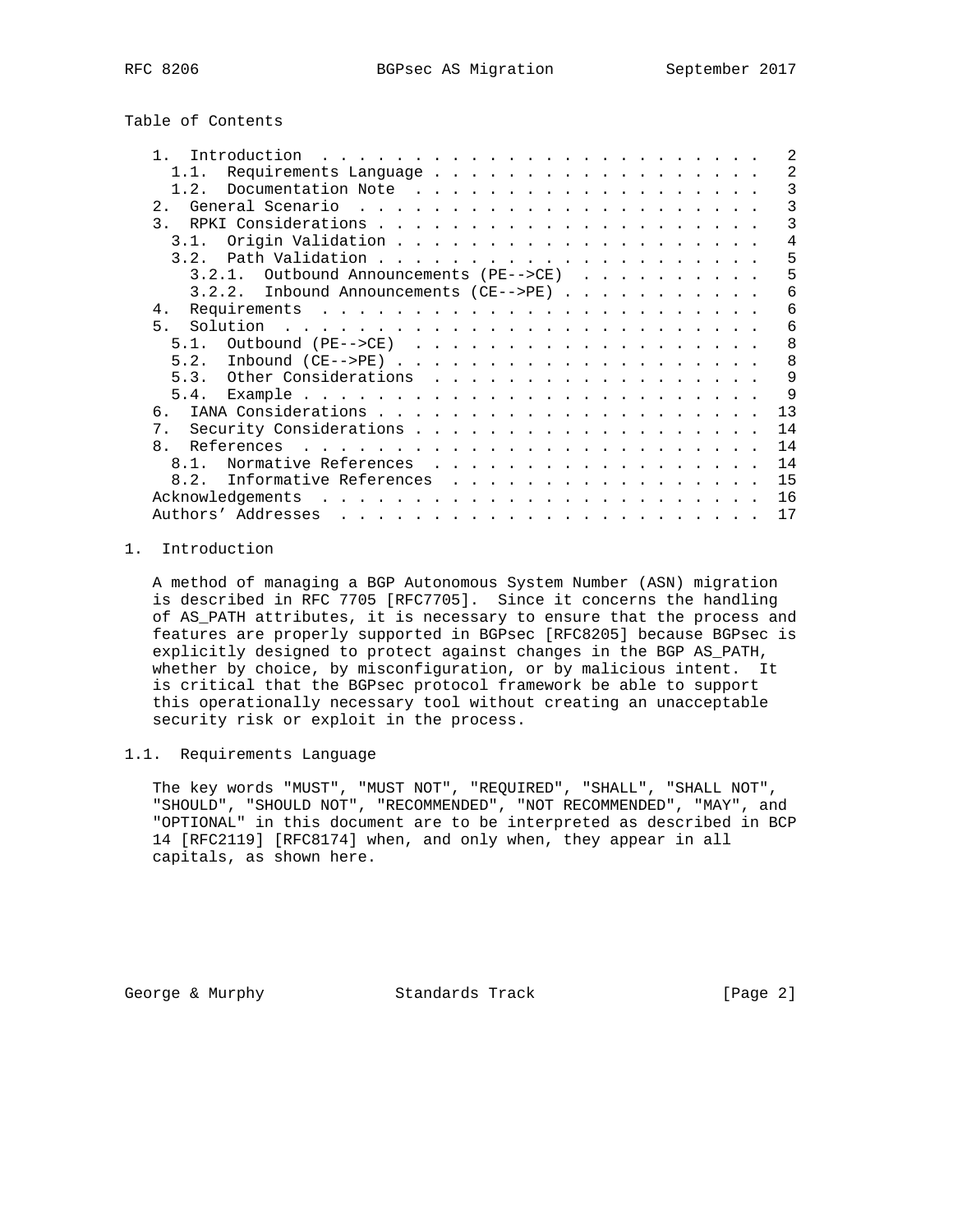## Table of Contents

- 1. Introduction . . . 2
  - 1.1. Requirements Language . . . 2
  - 1.2. Documentation Note . . . 3
- 2. General Scenario . . . 3
- 3. RPKI Considerations . . . 3
  - 3.1. Origin Validation . . . 4
  - 3.2. Path Validation . . . 5
    - 3.2.1. Outbound Announcements (PE-->CE) . . . 5
    - 3.2.2. Inbound Announcements (CE-->PE) . . . 6
- 4. Requirements . . . 6
- 5. Solution . . . 6
  - 5.1. Outbound (PE-->CE) . . . 8
  - 5.2. Inbound (CE-->PE) . . . 8
  - 5.3. Other Considerations . . . 9
  - 5.4. Example . . . 9
- 6. IANA Considerations . . . 13
- 7. Security Considerations . . . 14
- 8. References . . . 14
  - 8.1. Normative References . . . 14
  - 8.2. Informative References . . . 15
- Acknowledgements . . . 16
- Authors' Addresses . . . 17

## 1. Introduction

A method of managing a BGP Autonomous System Number (ASN) migration is described in RFC 7705 [RFC7705]. Since it concerns the handling of AS_PATH attributes, it is necessary to ensure that the process and features are properly supported in BGPsec [RFC8205] because BGPsec is explicitly designed to protect against changes in the BGP AS_PATH, whether by choice, by misconfiguration, or by malicious intent. It is critical that the BGPsec protocol framework be able to support this operationally necessary tool without creating an unacceptable security risk or exploit in the process.

### 1.1. Requirements Language

The key words "MUST", "MUST NOT", "REQUIRED", "SHALL", "SHALL NOT", "SHOULD", "SHOULD NOT", "RECOMMENDED", "NOT RECOMMENDED", "MAY", and "OPTIONAL" in this document are to be interpreted as described in BCP 14 [RFC2119] [RFC8174] when, and only when, they appear in all capitals, as shown here.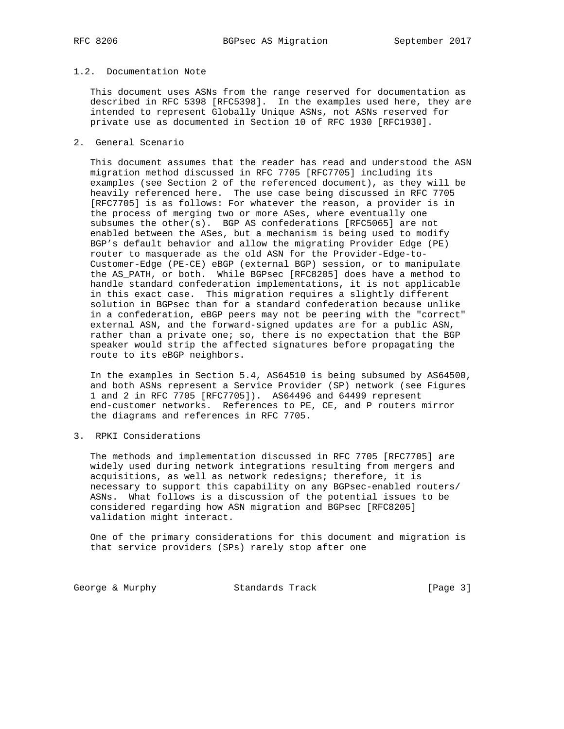## 1.2. Documentation Note

This document uses ASNs from the range reserved for documentation as described in RFC 5398 [RFC5398]. In the examples used here, they are intended to represent Globally Unique ASNs, not ASNs reserved for private use as documented in Section 10 of RFC 1930 [RFC1930].

# 2. General Scenario

This document assumes that the reader has read and understood the ASN migration method discussed in RFC 7705 [RFC7705] including its examples (see Section 2 of the referenced document), as they will be heavily referenced here. The use case being discussed in RFC 7705 [RFC7705] is as follows: For whatever the reason, a provider is in the process of merging two or more ASes, where eventually one subsumes the other(s). BGP AS confederations [RFC5065] are not enabled between the ASes, but a mechanism is being used to modify BGP's default behavior and allow the migrating Provider Edge (PE) router to masquerade as the old ASN for the Provider-Edge-to-Customer-Edge (PE-CE) eBGP (external BGP) session, or to manipulate the AS_PATH, or both. While BGPsec [RFC8205] does have a method to handle standard confederation implementations, it is not applicable in this exact case. This migration requires a slightly different solution in BGPsec than for a standard confederation because unlike in a confederation, eBGP peers may not be peering with the "correct" external ASN, and the forward-signed updates are for a public ASN, rather than a private one; so, there is no expectation that the BGP speaker would strip the affected signatures before propagating the route to its eBGP neighbors.

In the examples in Section 5.4, AS64510 is being subsumed by AS64500, and both ASNs represent a Service Provider (SP) network (see Figures 1 and 2 in RFC 7705 [RFC7705]). AS64496 and 64499 represent end-customer networks. References to PE, CE, and P routers mirror the diagrams and references in RFC 7705.

# 3. RPKI Considerations

The methods and implementation discussed in RFC 7705 [RFC7705] are widely used during network integrations resulting from mergers and acquisitions, as well as network redesigns; therefore, it is necessary to support this capability on any BGPsec-enabled routers/ASNs. What follows is a discussion of the potential issues to be considered regarding how ASN migration and BGPsec [RFC8205] validation might interact.

One of the primary considerations for this document and migration is that service providers (SPs) rarely stop after one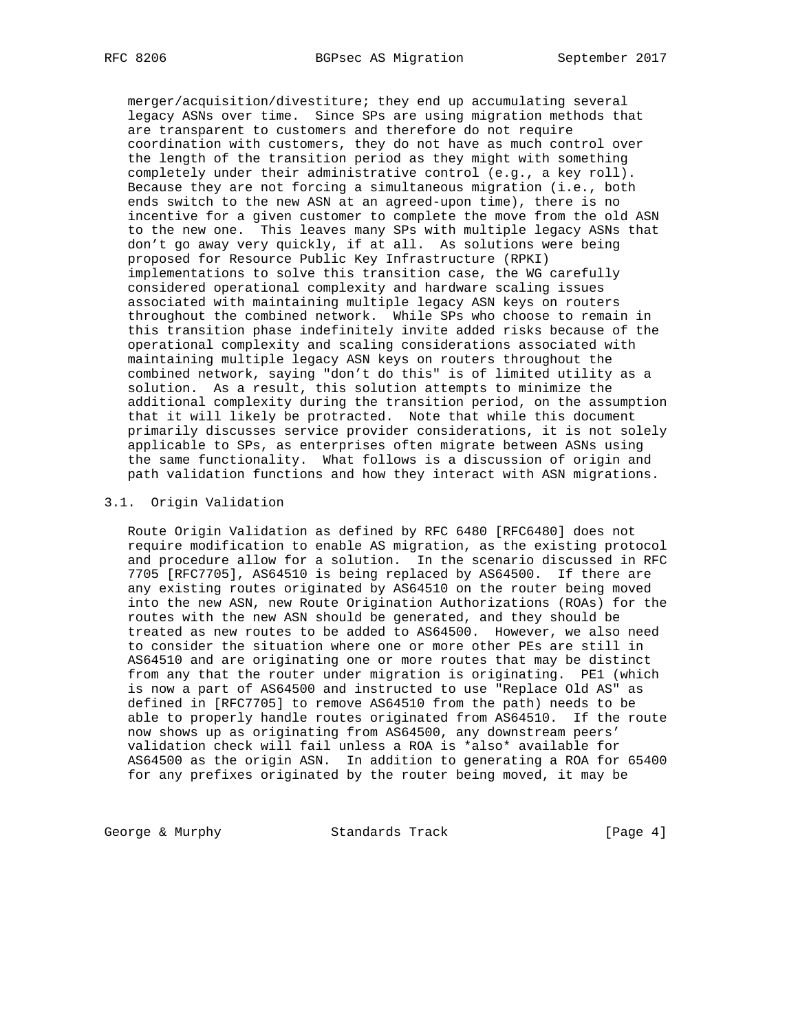merger/acquisition/divestiture; they end up accumulating several legacy ASNs over time. Since SPs are using migration methods that are transparent to customers and therefore do not require coordination with customers, they do not have as much control over the length of the transition period as they might with something completely under their administrative control (e.g., a key roll). Because they are not forcing a simultaneous migration (i.e., both ends switch to the new ASN at an agreed-upon time), there is no incentive for a given customer to complete the move from the old ASN to the new one. This leaves many SPs with multiple legacy ASNs that don't go away very quickly, if at all. As solutions were being proposed for Resource Public Key Infrastructure (RPKI) implementations to solve this transition case, the WG carefully considered operational complexity and hardware scaling issues associated with maintaining multiple legacy ASN keys on routers throughout the combined network. While SPs who choose to remain in this transition phase indefinitely invite added risks because of the operational complexity and scaling considerations associated with maintaining multiple legacy ASN keys on routers throughout the combined network, saying "don't do this" is of limited utility as a solution. As a result, this solution attempts to minimize the additional complexity during the transition period, on the assumption that it will likely be protracted. Note that while this document primarily discusses service provider considerations, it is not solely applicable to SPs, as enterprises often migrate between ASNs using the same functionality. What follows is a discussion of origin and path validation functions and how they interact with ASN migrations.

## 3.1. Origin Validation

Route Origin Validation as defined by RFC 6480 [RFC6480] does not require modification to enable AS migration, as the existing protocol and procedure allow for a solution. In the scenario discussed in RFC 7705 [RFC7705], AS64510 is being replaced by AS64500. If there are any existing routes originated by AS64510 on the router being moved into the new ASN, new Route Origination Authorizations (ROAs) for the routes with the new ASN should be generated, and they should be treated as new routes to be added to AS64500. However, we also need to consider the situation where one or more other PEs are still in AS64510 and are originating one or more routes that may be distinct from any that the router under migration is originating. PE1 (which is now a part of AS64500 and instructed to use "Replace Old AS" as defined in [RFC7705] to remove AS64510 from the path) needs to be able to properly handle routes originated from AS64510. If the route now shows up as originating from AS64500, any downstream peers' validation check will fail unless a ROA is *also* available for AS64500 as the origin ASN. In addition to generating a ROA for 65400 for any prefixes originated by the router being moved, it may be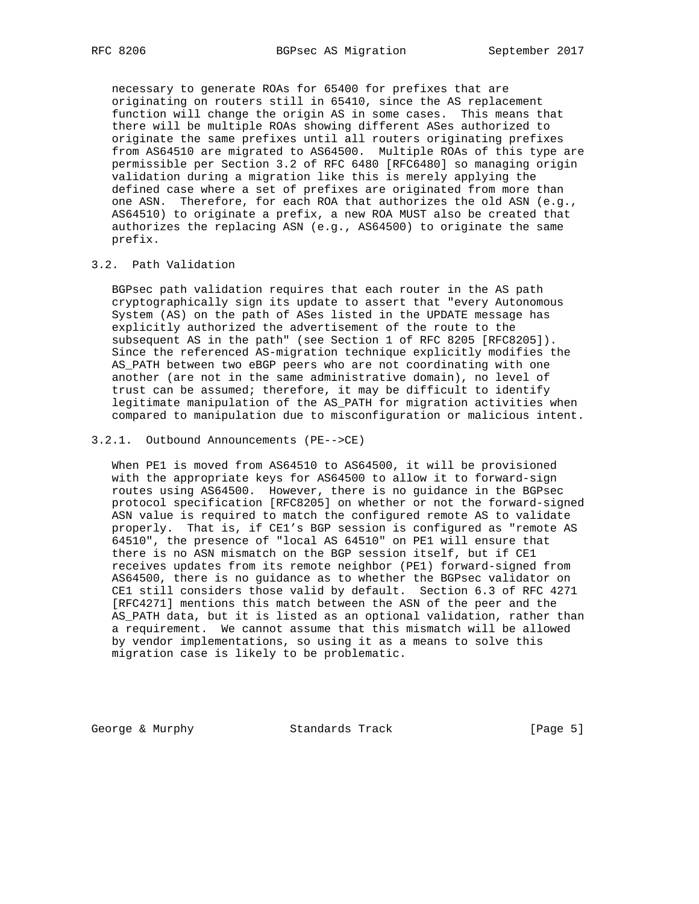necessary to generate ROAs for 65400 for prefixes that are originating on routers still in 65410, since the AS replacement function will change the origin AS in some cases. This means that there will be multiple ROAs showing different ASes authorized to originate the same prefixes until all routers originating prefixes from AS64510 are migrated to AS64500. Multiple ROAs of this type are permissible per Section 3.2 of RFC 6480 [RFC6480] so managing origin validation during a migration like this is merely applying the defined case where a set of prefixes are originated from more than one ASN. Therefore, for each ROA that authorizes the old ASN (e.g., AS64510) to originate a prefix, a new ROA MUST also be created that authorizes the replacing ASN (e.g., AS64500) to originate the same prefix.

### 3.2. Path Validation

BGPsec path validation requires that each router in the AS path cryptographically sign its update to assert that "every Autonomous System (AS) on the path of ASes listed in the UPDATE message has explicitly authorized the advertisement of the route to the subsequent AS in the path" (see Section 1 of RFC 8205 [RFC8205]). Since the referenced AS-migration technique explicitly modifies the AS_PATH between two eBGP peers who are not coordinating with one another (are not in the same administrative domain), no level of trust can be assumed; therefore, it may be difficult to identify legitimate manipulation of the AS_PATH for migration activities when compared to manipulation due to misconfiguration or malicious intent.

#### 3.2.1. Outbound Announcements (PE-->CE)

When PE1 is moved from AS64510 to AS64500, it will be provisioned with the appropriate keys for AS64500 to allow it to forward-sign routes using AS64500. However, there is no guidance in the BGPsec protocol specification [RFC8205] on whether or not the forward-signed ASN value is required to match the configured remote AS to validate properly. That is, if CE1's BGP session is configured as "remote AS 64510", the presence of "local AS 64510" on PE1 will ensure that there is no ASN mismatch on the BGP session itself, but if CE1 receives updates from its remote neighbor (PE1) forward-signed from AS64500, there is no guidance as to whether the BGPsec validator on CE1 still considers those valid by default. Section 6.3 of RFC 4271 [RFC4271] mentions this match between the ASN of the peer and the AS_PATH data, but it is listed as an optional validation, rather than a requirement. We cannot assume that this mismatch will be allowed by vendor implementations, so using it as a means to solve this migration case is likely to be problematic.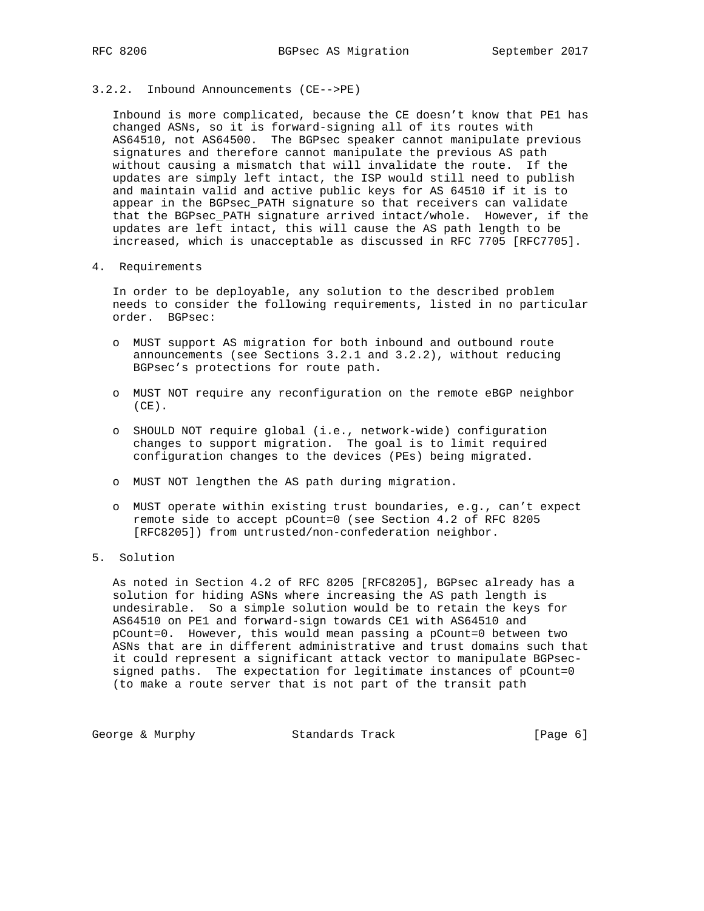### 3.2.2. Inbound Announcements (CE-->PE)

Inbound is more complicated, because the CE doesn't know that PE1 has changed ASNs, so it is forward-signing all of its routes with AS64510, not AS64500. The BGPsec speaker cannot manipulate previous signatures and therefore cannot manipulate the previous AS path without causing a mismatch that will invalidate the route. If the updates are simply left intact, the ISP would still need to publish and maintain valid and active public keys for AS 64510 if it is to appear in the BGPsec_PATH signature so that receivers can validate that the BGPsec_PATH signature arrived intact/whole. However, if the updates are left intact, this will cause the AS path length to be increased, which is unacceptable as discussed in RFC 7705 [RFC7705].

## 4. Requirements

In order to be deployable, any solution to the described problem needs to consider the following requirements, listed in no particular order. BGPsec:

- MUST support AS migration for both inbound and outbound route announcements (see Sections 3.2.1 and 3.2.2), without reducing BGPsec's protections for route path.
- MUST NOT require any reconfiguration on the remote eBGP neighbor (CE).
- SHOULD NOT require global (i.e., network-wide) configuration changes to support migration. The goal is to limit required configuration changes to the devices (PEs) being migrated.
- MUST NOT lengthen the AS path during migration.
- MUST operate within existing trust boundaries, e.g., can't expect remote side to accept pCount=0 (see Section 4.2 of RFC 8205 [RFC8205]) from untrusted/non-confederation neighbor.

## 5. Solution

As noted in Section 4.2 of RFC 8205 [RFC8205], BGPsec already has a solution for hiding ASNs where increasing the AS path length is undesirable. So a simple solution would be to retain the keys for AS64510 on PE1 and forward-sign towards CE1 with AS64510 and pCount=0. However, this would mean passing a pCount=0 between two ASNs that are in different administrative and trust domains such that it could represent a significant attack vector to manipulate BGPsec-signed paths. The expectation for legitimate instances of pCount=0 (to make a route server that is not part of the transit path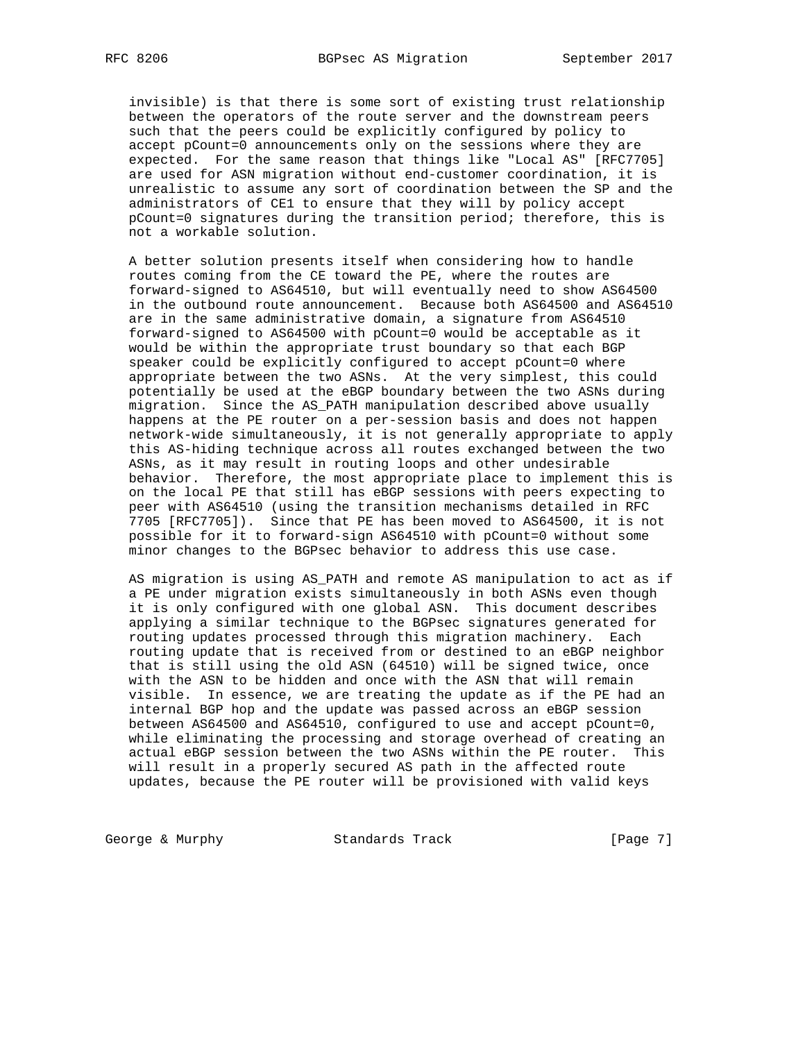invisible) is that there is some sort of existing trust relationship between the operators of the route server and the downstream peers such that the peers could be explicitly configured by policy to accept pCount=0 announcements only on the sessions where they are expected. For the same reason that things like "Local AS" [RFC7705] are used for ASN migration without end-customer coordination, it is unrealistic to assume any sort of coordination between the SP and the administrators of CE1 to ensure that they will by policy accept pCount=0 signatures during the transition period; therefore, this is not a workable solution.

A better solution presents itself when considering how to handle routes coming from the CE toward the PE, where the routes are forward-signed to AS64510, but will eventually need to show AS64500 in the outbound route announcement. Because both AS64500 and AS64510 are in the same administrative domain, a signature from AS64510 forward-signed to AS64500 with pCount=0 would be acceptable as it would be within the appropriate trust boundary so that each BGP speaker could be explicitly configured to accept pCount=0 where appropriate between the two ASNs. At the very simplest, this could potentially be used at the eBGP boundary between the two ASNs during migration. Since the AS_PATH manipulation described above usually happens at the PE router on a per-session basis and does not happen network-wide simultaneously, it is not generally appropriate to apply this AS-hiding technique across all routes exchanged between the two ASNs, as it may result in routing loops and other undesirable behavior. Therefore, the most appropriate place to implement this is on the local PE that still has eBGP sessions with peers expecting to peer with AS64510 (using the transition mechanisms detailed in RFC 7705 [RFC7705]). Since that PE has been moved to AS64500, it is not possible for it to forward-sign AS64510 with pCount=0 without some minor changes to the BGPsec behavior to address this use case.

AS migration is using AS_PATH and remote AS manipulation to act as if a PE under migration exists simultaneously in both ASNs even though it is only configured with one global ASN. This document describes applying a similar technique to the BGPsec signatures generated for routing updates processed through this migration machinery. Each routing update that is received from or destined to an eBGP neighbor that is still using the old ASN (64510) will be signed twice, once with the ASN to be hidden and once with the ASN that will remain visible. In essence, we are treating the update as if the PE had an internal BGP hop and the update was passed across an eBGP session between AS64500 and AS64510, configured to use and accept pCount=0, while eliminating the processing and storage overhead of creating an actual eBGP session between the two ASNs within the PE router. This will result in a properly secured AS path in the affected route updates, because the PE router will be provisioned with valid keys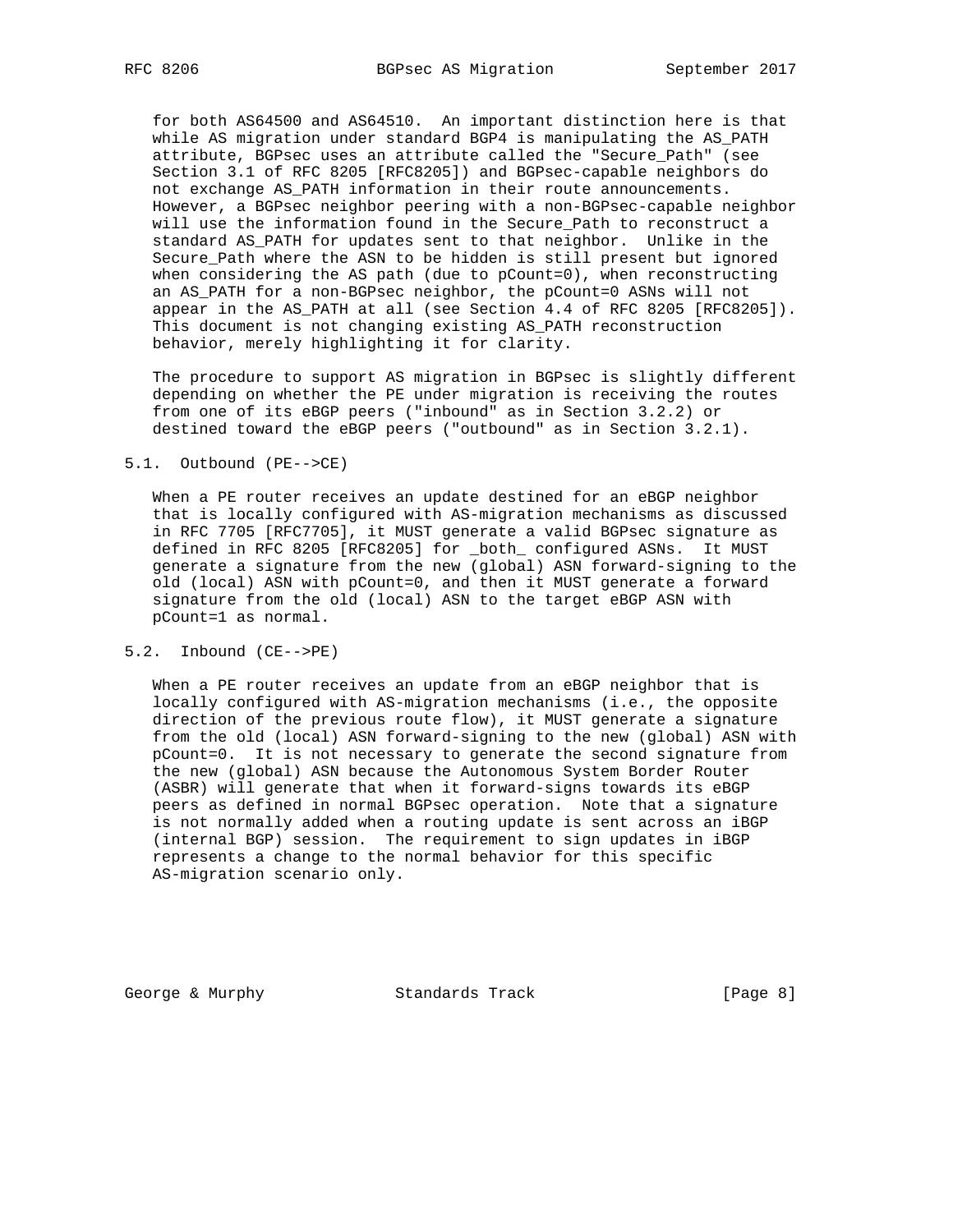for both AS64500 and AS64510. An important distinction here is that while AS migration under standard BGP4 is manipulating the AS_PATH attribute, BGPsec uses an attribute called the "Secure_Path" (see Section 3.1 of RFC 8205 [RFC8205]) and BGPsec-capable neighbors do not exchange AS_PATH information in their route announcements. However, a BGPsec neighbor peering with a non-BGPsec-capable neighbor will use the information found in the Secure_Path to reconstruct a standard AS_PATH for updates sent to that neighbor. Unlike in the Secure_Path where the ASN to be hidden is still present but ignored when considering the AS path (due to pCount=0), when reconstructing an AS_PATH for a non-BGPsec neighbor, the pCount=0 ASNs will not appear in the AS_PATH at all (see Section 4.4 of RFC 8205 [RFC8205]). This document is not changing existing AS_PATH reconstruction behavior, merely highlighting it for clarity.

The procedure to support AS migration in BGPsec is slightly different depending on whether the PE under migration is receiving the routes from one of its eBGP peers ("inbound" as in Section 3.2.2) or destined toward the eBGP peers ("outbound" as in Section 3.2.1).

## 5.1. Outbound (PE-->CE)

When a PE router receives an update destined for an eBGP neighbor that is locally configured with AS-migration mechanisms as discussed in RFC 7705 [RFC7705], it MUST generate a valid BGPsec signature as defined in RFC 8205 [RFC8205] for _both_ configured ASNs. It MUST generate a signature from the new (global) ASN forward-signing to the old (local) ASN with pCount=0, and then it MUST generate a forward signature from the old (local) ASN to the target eBGP ASN with pCount=1 as normal.

## 5.2. Inbound (CE-->PE)

When a PE router receives an update from an eBGP neighbor that is locally configured with AS-migration mechanisms (i.e., the opposite direction of the previous route flow), it MUST generate a signature from the old (local) ASN forward-signing to the new (global) ASN with pCount=0. It is not necessary to generate the second signature from the new (global) ASN because the Autonomous System Border Router (ASBR) will generate that when it forward-signs towards its eBGP peers as defined in normal BGPsec operation. Note that a signature is not normally added when a routing update is sent across an iBGP (internal BGP) session. The requirement to sign updates in iBGP represents a change to the normal behavior for this specific AS-migration scenario only.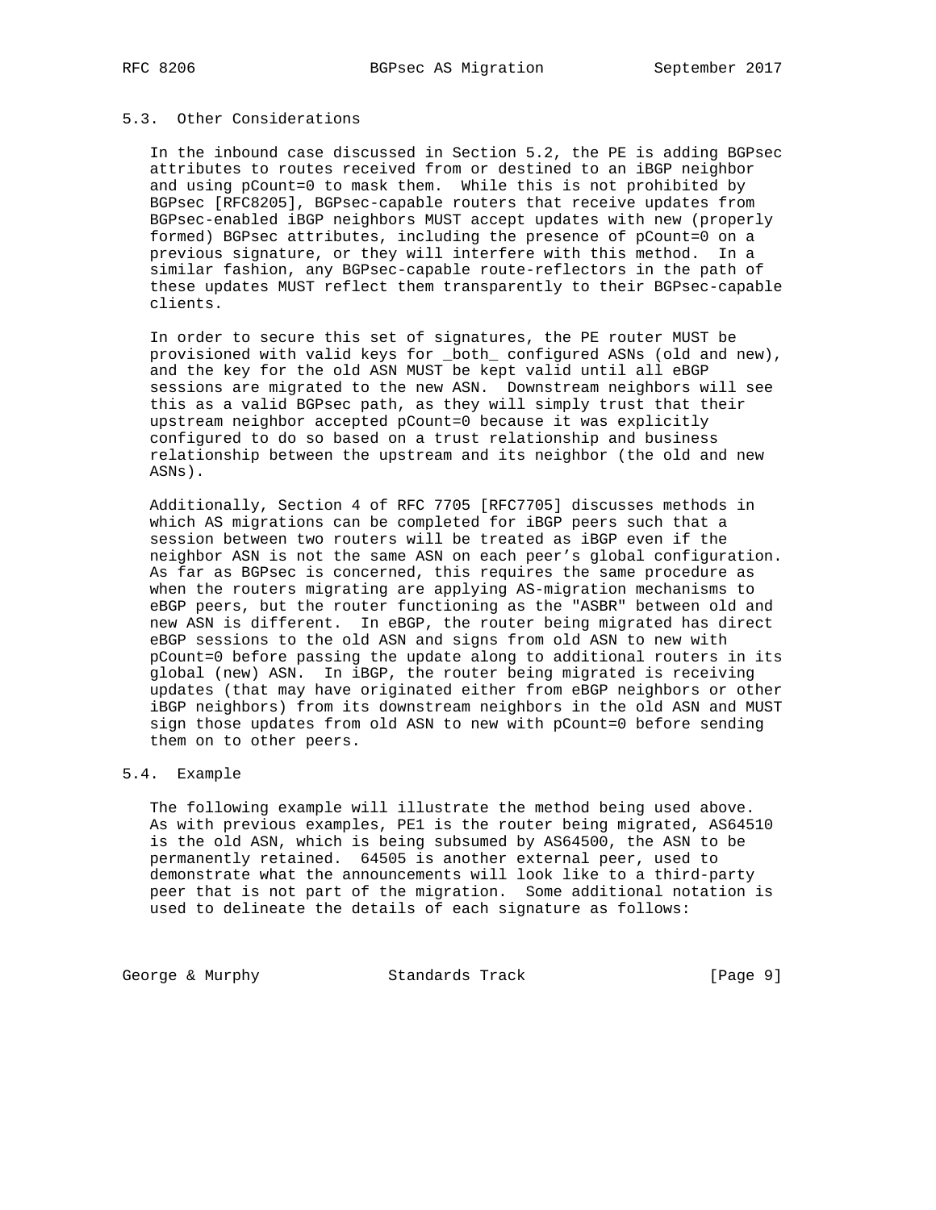## 5.3. Other Considerations

In the inbound case discussed in Section 5.2, the PE is adding BGPsec attributes to routes received from or destined to an iBGP neighbor and using pCount=0 to mask them. While this is not prohibited by BGPsec [RFC8205], BGPsec-capable routers that receive updates from BGPsec-enabled iBGP neighbors MUST accept updates with new (properly formed) BGPsec attributes, including the presence of pCount=0 on a previous signature, or they will interfere with this method. In a similar fashion, any BGPsec-capable route-reflectors in the path of these updates MUST reflect them transparently to their BGPsec-capable clients.

In order to secure this set of signatures, the PE router MUST be provisioned with valid keys for _both_ configured ASNs (old and new), and the key for the old ASN MUST be kept valid until all eBGP sessions are migrated to the new ASN. Downstream neighbors will see this as a valid BGPsec path, as they will simply trust that their upstream neighbor accepted pCount=0 because it was explicitly configured to do so based on a trust relationship and business relationship between the upstream and its neighbor (the old and new ASNs).

Additionally, Section 4 of RFC 7705 [RFC7705] discusses methods in which AS migrations can be completed for iBGP peers such that a session between two routers will be treated as iBGP even if the neighbor ASN is not the same ASN on each peer's global configuration. As far as BGPsec is concerned, this requires the same procedure as when the routers migrating are applying AS-migration mechanisms to eBGP peers, but the router functioning as the "ASBR" between old and new ASN is different. In eBGP, the router being migrated has direct eBGP sessions to the old ASN and signs from old ASN to new with pCount=0 before passing the update along to additional routers in its global (new) ASN. In iBGP, the router being migrated is receiving updates (that may have originated either from eBGP neighbors or other iBGP neighbors) from its downstream neighbors in the old ASN and MUST sign those updates from old ASN to new with pCount=0 before sending them on to other peers.

## 5.4. Example

The following example will illustrate the method being used above. As with previous examples, PE1 is the router being migrated, AS64510 is the old ASN, which is being subsumed by AS64500, the ASN to be permanently retained. 64505 is another external peer, used to demonstrate what the announcements will look like to a third-party peer that is not part of the migration. Some additional notation is used to delineate the details of each signature as follows: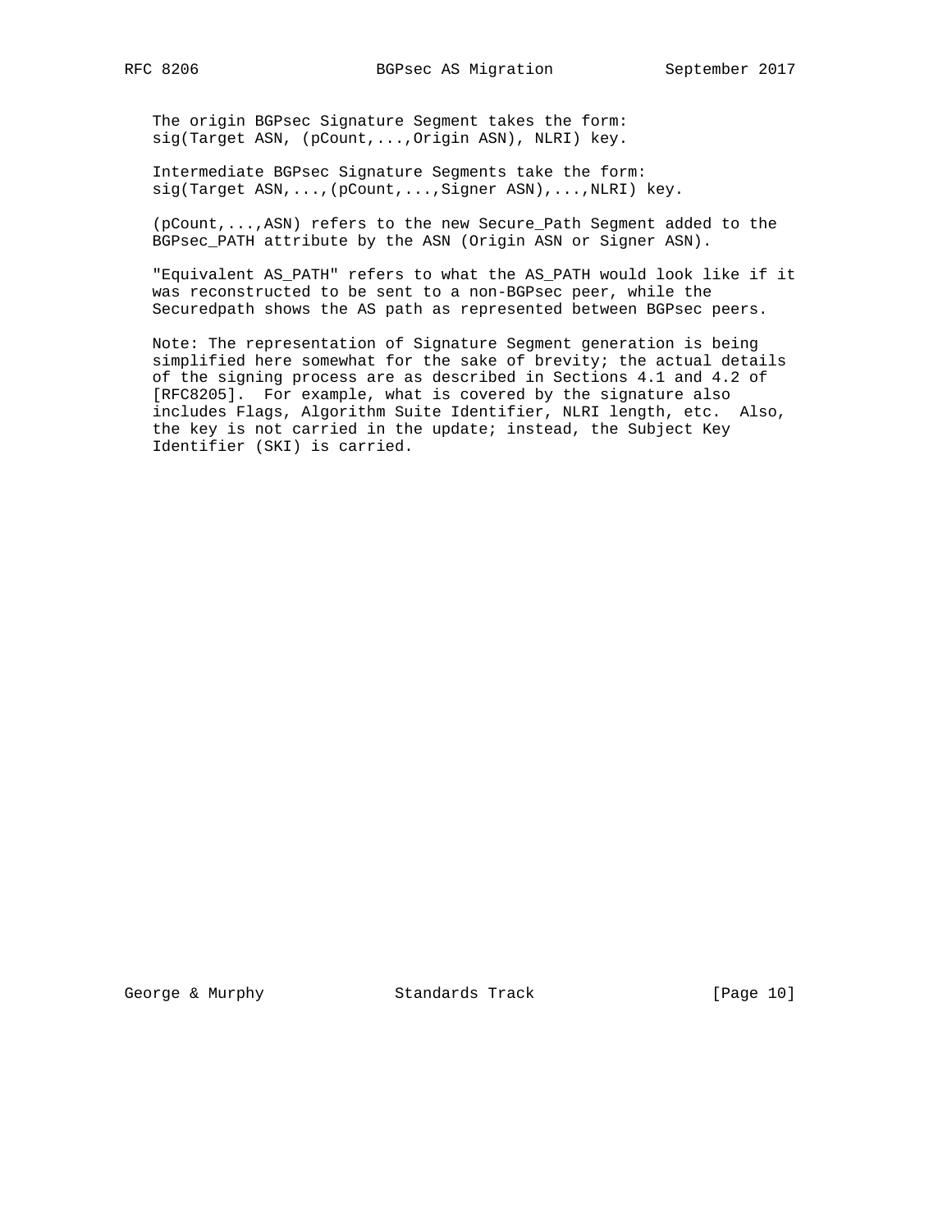The origin BGPsec Signature Segment takes the form:
sig(Target ASN, (pCount,...,Origin ASN), NLRI) key.

Intermediate BGPsec Signature Segments take the form:
sig(Target ASN,...,(pCount,...,Signer ASN),...,NLRI) key.

(pCount,...,ASN) refers to the new Secure_Path Segment added to the BGPsec_PATH attribute by the ASN (Origin ASN or Signer ASN).

"Equivalent AS_PATH" refers to what the AS_PATH would look like if it was reconstructed to be sent to a non-BGPsec peer, while the Securedpath shows the AS path as represented between BGPsec peers.

Note: The representation of Signature Segment generation is being simplified here somewhat for the sake of brevity; the actual details of the signing process are as described in Sections 4.1 and 4.2 of [RFC8205]. For example, what is covered by the signature also includes Flags, Algorithm Suite Identifier, NLRI length, etc. Also, the key is not carried in the update; instead, the Subject Key Identifier (SKI) is carried.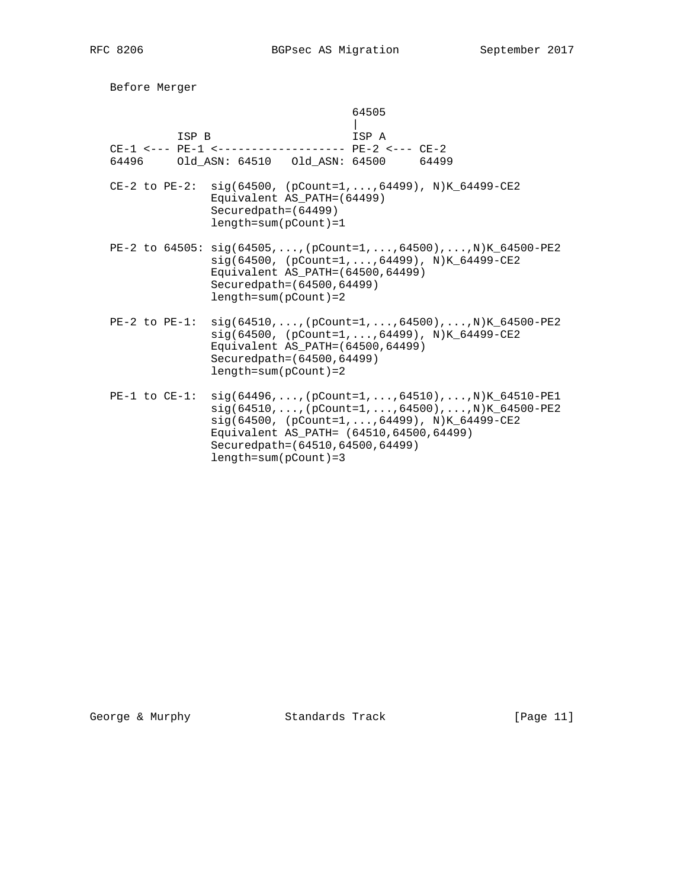Before Merger

```
                                 64505
                                 |
          ISP B                  ISP A
CE-1 <--- PE-1 <------------------- PE-2 <--- CE-2
64496     Old_ASN: 64510   Old_ASN: 64500     64499

CE-2 to PE-2:  sig(64500, (pCount=1,...,64499), N)K_64499-CE2
               Equivalent AS_PATH=(64499)
               Securedpath=(64499)
               length=sum(pCount)=1

PE-2 to 64505: sig(64505,...,(pCount=1,...,64500),...,N)K_64500-PE2
               sig(64500, (pCount=1,...,64499), N)K_64499-CE2
               Equivalent AS_PATH=(64500,64499)
               Securedpath=(64500,64499)
               length=sum(pCount)=2

PE-2 to PE-1:  sig(64510,...,(pCount=1,...,64500),...,N)K_64500-PE2
               sig(64500, (pCount=1,...,64499), N)K_64499-CE2
               Equivalent AS_PATH=(64500,64499)
               Securedpath=(64500,64499)
               length=sum(pCount)=2

PE-1 to CE-1:  sig(64496,...,(pCount=1,...,64510),...,N)K_64510-PE1
               sig(64510,...,(pCount=1,...,64500),...,N)K_64500-PE2
               sig(64500, (pCount=1,...,64499), N)K_64499-CE2
               Equivalent AS_PATH= (64510,64500,64499)
               Securedpath=(64510,64500,64499)
               length=sum(pCount)=3
```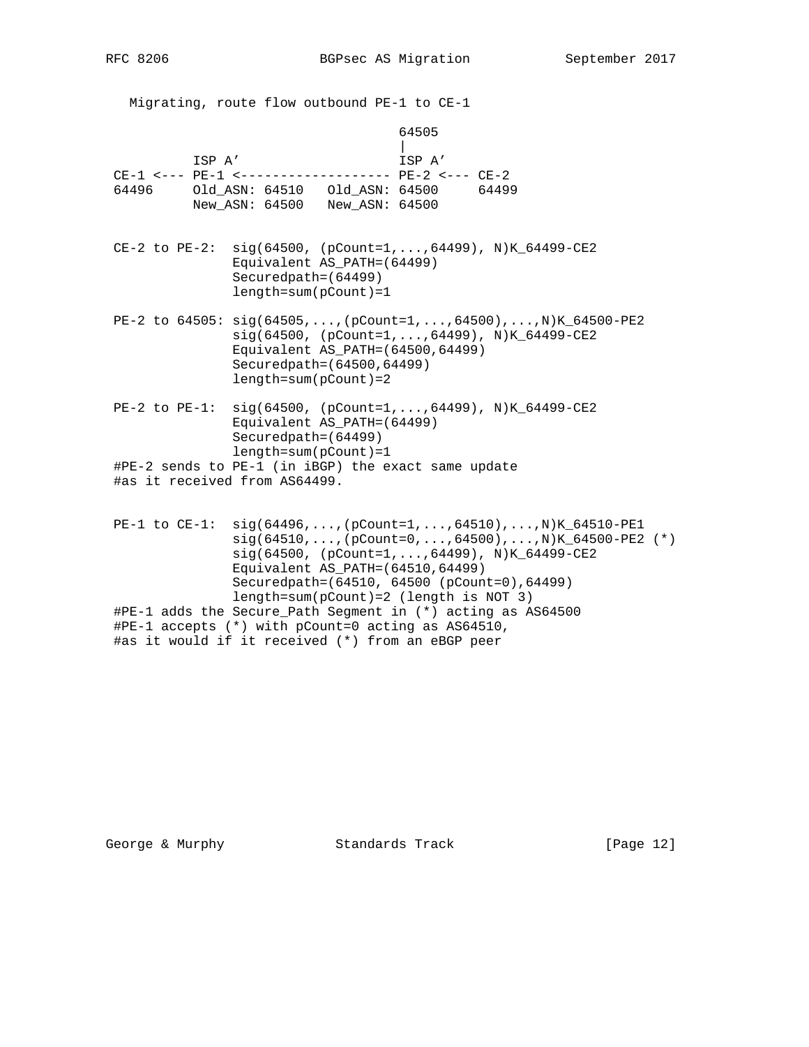Migrating, route flow outbound PE-1 to CE-1

```
                                     64505
                                       |
          ISP A'                     ISP A'
 CE-1 <--- PE-1 <------------------- PE-2 <--- CE-2
 64496     Old_ASN: 64510   Old_ASN: 64500     64499
           New_ASN: 64500   New_ASN: 64500


 CE-2 to PE-2:  sig(64500, (pCount=1,...,64499), N)K_64499-CE2
                Equivalent AS_PATH=(64499)
                Securedpath=(64499)
                length=sum(pCount)=1

 PE-2 to 64505: sig(64505,...,(pCount=1,...,64500),...,N)K_64500-PE2
                sig(64500, (pCount=1,...,64499), N)K_64499-CE2
                Equivalent AS_PATH=(64500,64499)
                Securedpath=(64500,64499)
                length=sum(pCount)=2

 PE-2 to PE-1:  sig(64500, (pCount=1,...,64499), N)K_64499-CE2
                Equivalent AS_PATH=(64499)
                Securedpath=(64499)
                length=sum(pCount)=1
 #PE-2 sends to PE-1 (in iBGP) the exact same update
 #as it received from AS64499.


 PE-1 to CE-1:  sig(64496,...,(pCount=1,...,64510),...,N)K_64510-PE1
                sig(64510,...,(pCount=0,...,64500),...,N)K_64500-PE2 (*)
                sig(64500, (pCount=1,...,64499), N)K_64499-CE2
                Equivalent AS_PATH=(64510,64499)
                Securedpath=(64510, 64500 (pCount=0),64499)
                length=sum(pCount)=2 (length is NOT 3)
 #PE-1 adds the Secure_Path Segment in (*) acting as AS64500
 #PE-1 accepts (*) with pCount=0 acting as AS64510,
 #as it would if it received (*) from an eBGP peer
```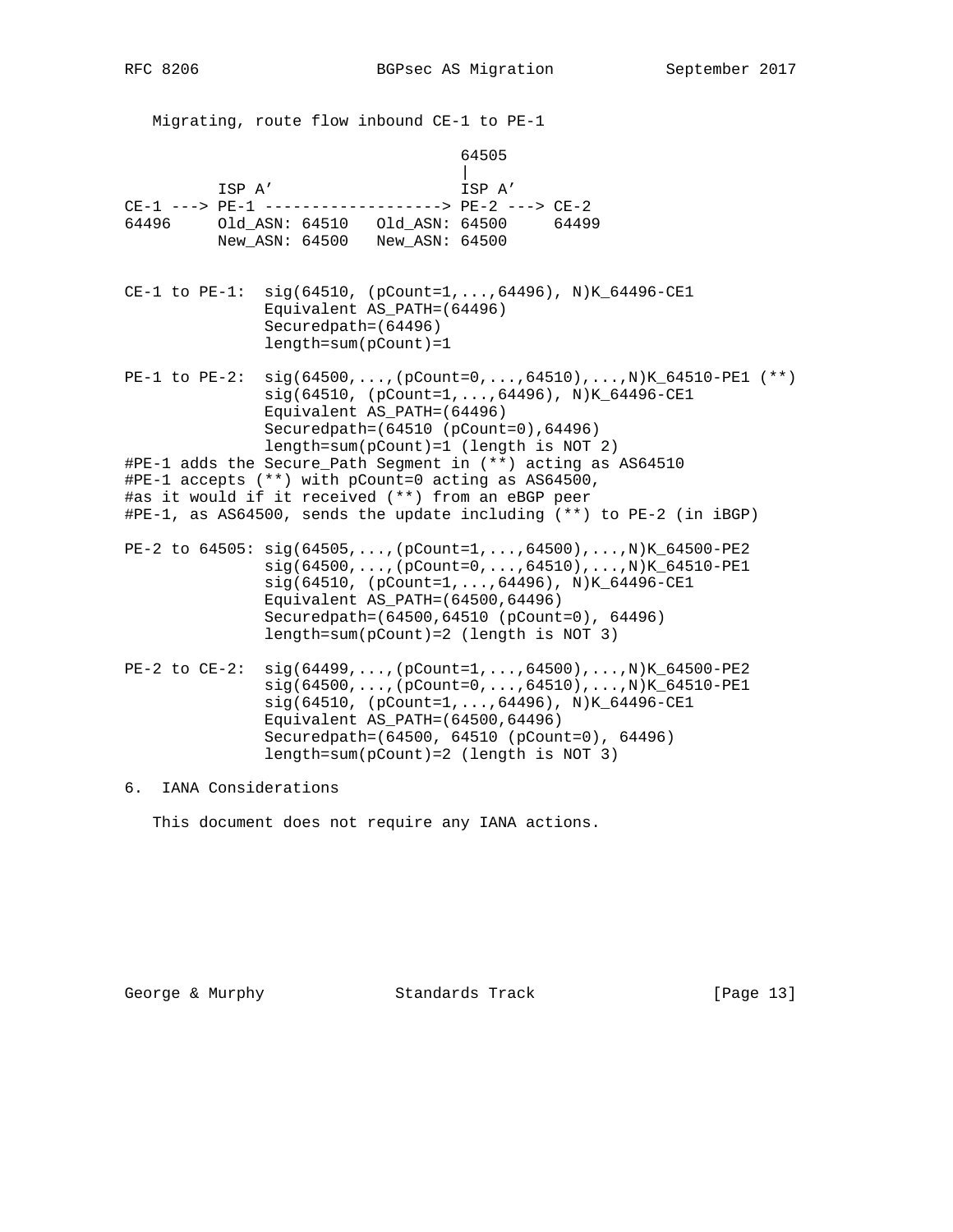Migrating, route flow inbound CE-1 to PE-1

```
                                    64505
                                      |
          ISP A'                      ISP A'
CE-1 ---> PE-1 -------------------> PE-2 ---> CE-2
64496     Old_ASN: 64510   Old_ASN: 64500     64499
          New_ASN: 64500   New_ASN: 64500


CE-1 to PE-1:  sig(64510, (pCount=1,...,64496), N)K_64496-CE1
               Equivalent AS_PATH=(64496)
               Securedpath=(64496)
               length=sum(pCount)=1

PE-1 to PE-2:  sig(64500,...,(pCount=0,...,64510),...,N)K_64510-PE1 (**)
               sig(64510, (pCount=1,...,64496), N)K_64496-CE1
               Equivalent AS_PATH=(64496)
               Securedpath=(64510 (pCount=0),64496)
               length=sum(pCount)=1 (length is NOT 2)
#PE-1 adds the Secure_Path Segment in (**) acting as AS64510
#PE-1 accepts (**) with pCount=0 acting as AS64500,
#as it would if it received (**) from an eBGP peer
#PE-1, as AS64500, sends the update including (**) to PE-2 (in iBGP)

PE-2 to 64505: sig(64505,...,(pCount=1,...,64500),...,N)K_64500-PE2
               sig(64500,...,(pCount=0,...,64510),...,N)K_64510-PE1
               sig(64510, (pCount=1,...,64496), N)K_64496-CE1
               Equivalent AS_PATH=(64500,64496)
               Securedpath=(64500,64510 (pCount=0), 64496)
               length=sum(pCount)=2 (length is NOT 3)

PE-2 to CE-2:  sig(64499,...,(pCount=1,...,64500),...,N)K_64500-PE2
               sig(64500,...,(pCount=0,...,64510),...,N)K_64510-PE1
               sig(64510, (pCount=1,...,64496), N)K_64496-CE1
               Equivalent AS_PATH=(64500,64496)
               Securedpath=(64500, 64510 (pCount=0), 64496)
               length=sum(pCount)=2 (length is NOT 3)
```

## 6. IANA Considerations

This document does not require any IANA actions.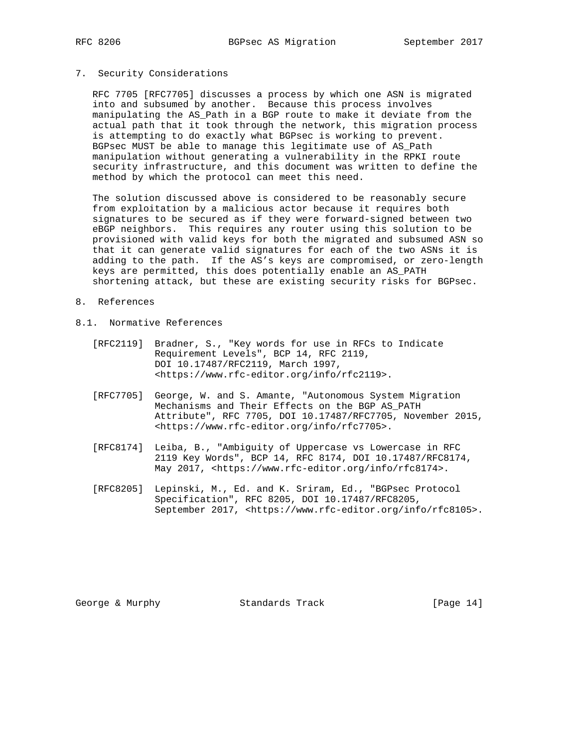## 7. Security Considerations

RFC 7705 [RFC7705] discusses a process by which one ASN is migrated into and subsumed by another. Because this process involves manipulating the AS_Path in a BGP route to make it deviate from the actual path that it took through the network, this migration process is attempting to do exactly what BGPsec is working to prevent. BGPsec MUST be able to manage this legitimate use of AS_Path manipulation without generating a vulnerability in the RPKI route security infrastructure, and this document was written to define the method by which the protocol can meet this need.

The solution discussed above is considered to be reasonably secure from exploitation by a malicious actor because it requires both signatures to be secured as if they were forward-signed between two eBGP neighbors. This requires any router using this solution to be provisioned with valid keys for both the migrated and subsumed ASN so that it can generate valid signatures for each of the two ASNs it is adding to the path. If the AS's keys are compromised, or zero-length keys are permitted, this does potentially enable an AS_PATH shortening attack, but these are existing security risks for BGPsec.

## 8. References

### 8.1. Normative References

[RFC2119] Bradner, S., "Key words for use in RFCs to Indicate Requirement Levels", BCP 14, RFC 2119, DOI 10.17487/RFC2119, March 1997, <https://www.rfc-editor.org/info/rfc2119>.

[RFC7705] George, W. and S. Amante, "Autonomous System Migration Mechanisms and Their Effects on the BGP AS_PATH Attribute", RFC 7705, DOI 10.17487/RFC7705, November 2015, <https://www.rfc-editor.org/info/rfc7705>.

[RFC8174] Leiba, B., "Ambiguity of Uppercase vs Lowercase in RFC 2119 Key Words", BCP 14, RFC 8174, DOI 10.17487/RFC8174, May 2017, <https://www.rfc-editor.org/info/rfc8174>.

[RFC8205] Lepinski, M., Ed. and K. Sriram, Ed., "BGPsec Protocol Specification", RFC 8205, DOI 10.17487/RFC8205, September 2017, <https://www.rfc-editor.org/info/rfc8105>.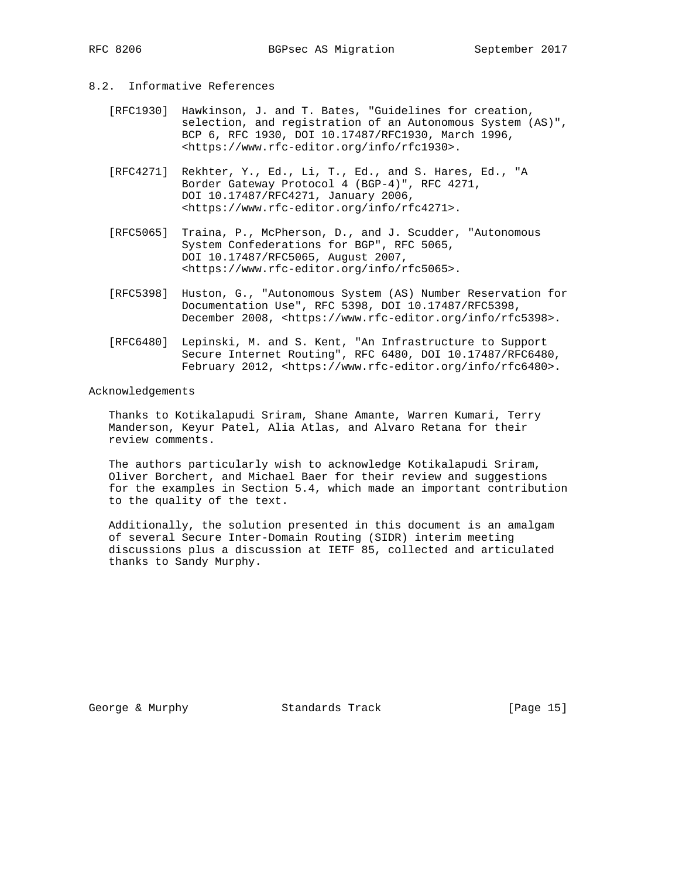### 8.2. Informative References

[RFC1930] Hawkinson, J. and T. Bates, "Guidelines for creation, selection, and registration of an Autonomous System (AS)", BCP 6, RFC 1930, DOI 10.17487/RFC1930, March 1996, <https://www.rfc-editor.org/info/rfc1930>.

[RFC4271] Rekhter, Y., Ed., Li, T., Ed., and S. Hares, Ed., "A Border Gateway Protocol 4 (BGP-4)", RFC 4271, DOI 10.17487/RFC4271, January 2006, <https://www.rfc-editor.org/info/rfc4271>.

[RFC5065] Traina, P., McPherson, D., and J. Scudder, "Autonomous System Confederations for BGP", RFC 5065, DOI 10.17487/RFC5065, August 2007, <https://www.rfc-editor.org/info/rfc5065>.

[RFC5398] Huston, G., "Autonomous System (AS) Number Reservation for Documentation Use", RFC 5398, DOI 10.17487/RFC5398, December 2008, <https://www.rfc-editor.org/info/rfc5398>.

[RFC6480] Lepinski, M. and S. Kent, "An Infrastructure to Support Secure Internet Routing", RFC 6480, DOI 10.17487/RFC6480, February 2012, <https://www.rfc-editor.org/info/rfc6480>.

## Acknowledgements

Thanks to Kotikalapudi Sriram, Shane Amante, Warren Kumari, Terry Manderson, Keyur Patel, Alia Atlas, and Alvaro Retana for their review comments.

The authors particularly wish to acknowledge Kotikalapudi Sriram, Oliver Borchert, and Michael Baer for their review and suggestions for the examples in Section 5.4, which made an important contribution to the quality of the text.

Additionally, the solution presented in this document is an amalgam of several Secure Inter-Domain Routing (SIDR) interim meeting discussions plus a discussion at IETF 85, collected and articulated thanks to Sandy Murphy.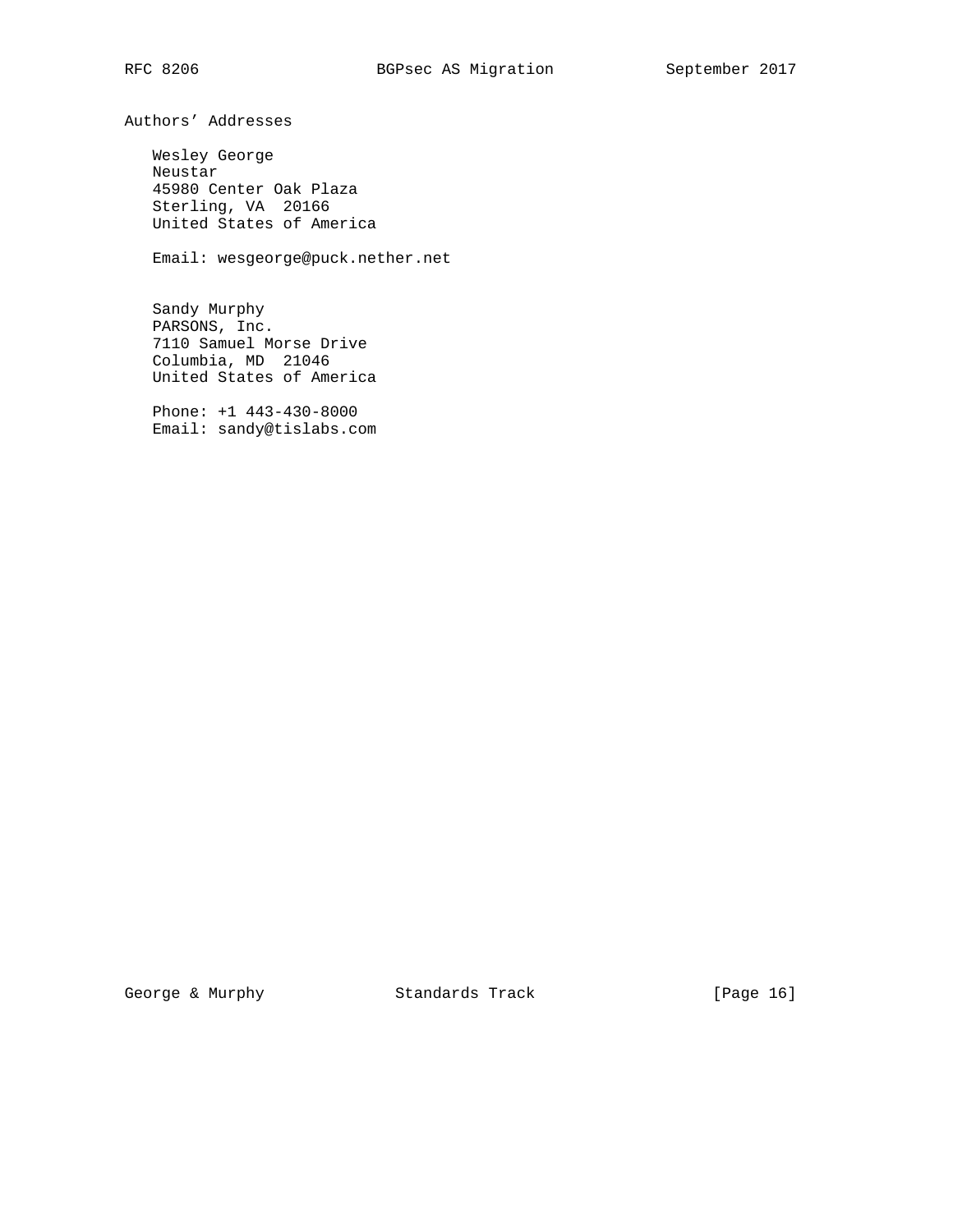# Authors' Addresses

Wesley George
Neustar
45980 Center Oak Plaza
Sterling, VA 20166
United States of America

Email: wesgeorge@puck.nether.net

Sandy Murphy
PARSONS, Inc.
7110 Samuel Morse Drive
Columbia, MD 21046
United States of America

Phone: +1 443-430-8000
Email: sandy@tislabs.com